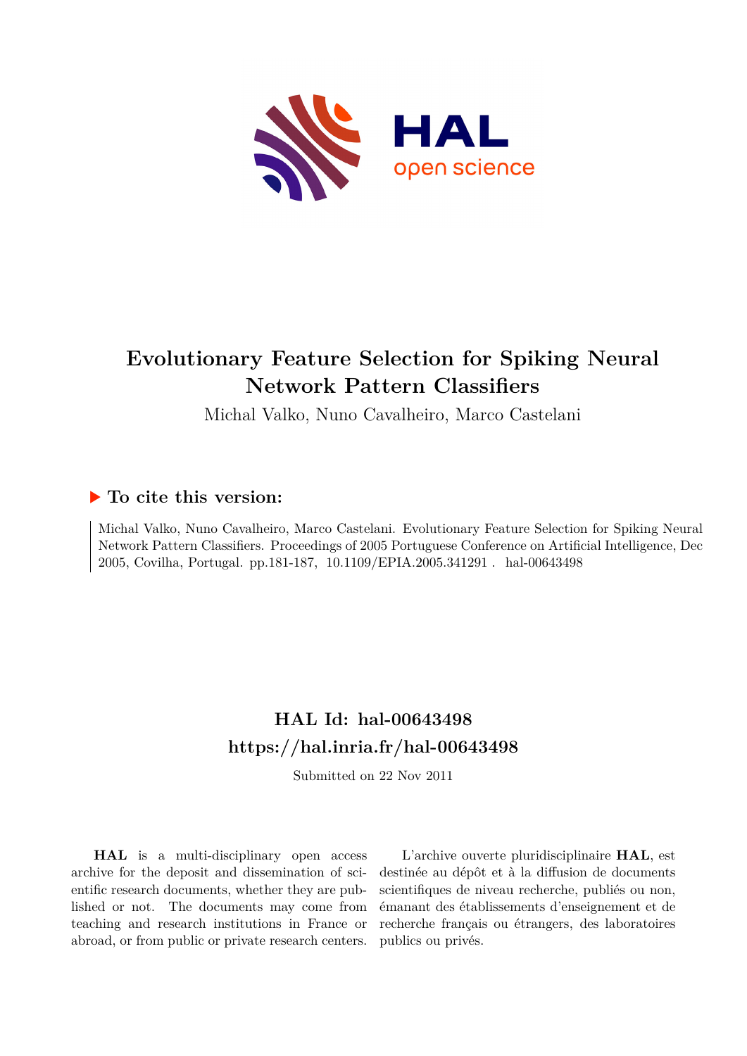# Evolutionary Feature Selection for Spiking Neural Network Pattern Classifiers

Michal Valko, Nuno Cavalheiro, Marco Castelani

### ▶ To cite this version:

Michal Valko, Nuno Cavalheiro, Marco Castelani. Evolutionary Feature Selection for Spiking Neural Network Pattern Classifiers. Proceedings of 2005 Portuguese Conference on Artificial Intelligence, Dec 2005, Covilha, Portugal. pp.181-187, 10.1109/EPIA.2005.341291 . hal-00643498

## HAL Id: hal-00643498

## https://hal.inria.fr/hal-00643498

Submitted on 22 Nov 2011

**HAL** is a multi-disciplinary open access archive for the deposit and dissemination of scientific research documents, whether they are published or not. The documents may come from teaching and research institutions in France or abroad, or from public or private research centers.

L'archive ouverte pluridisciplinaire **HAL**, est destinée au dépôt et à la diffusion de documents scientifiques de niveau recherche, publiés ou non, émanant des établissements d'enseignement et de recherche français ou étrangers, des laboratoires publics ou privés.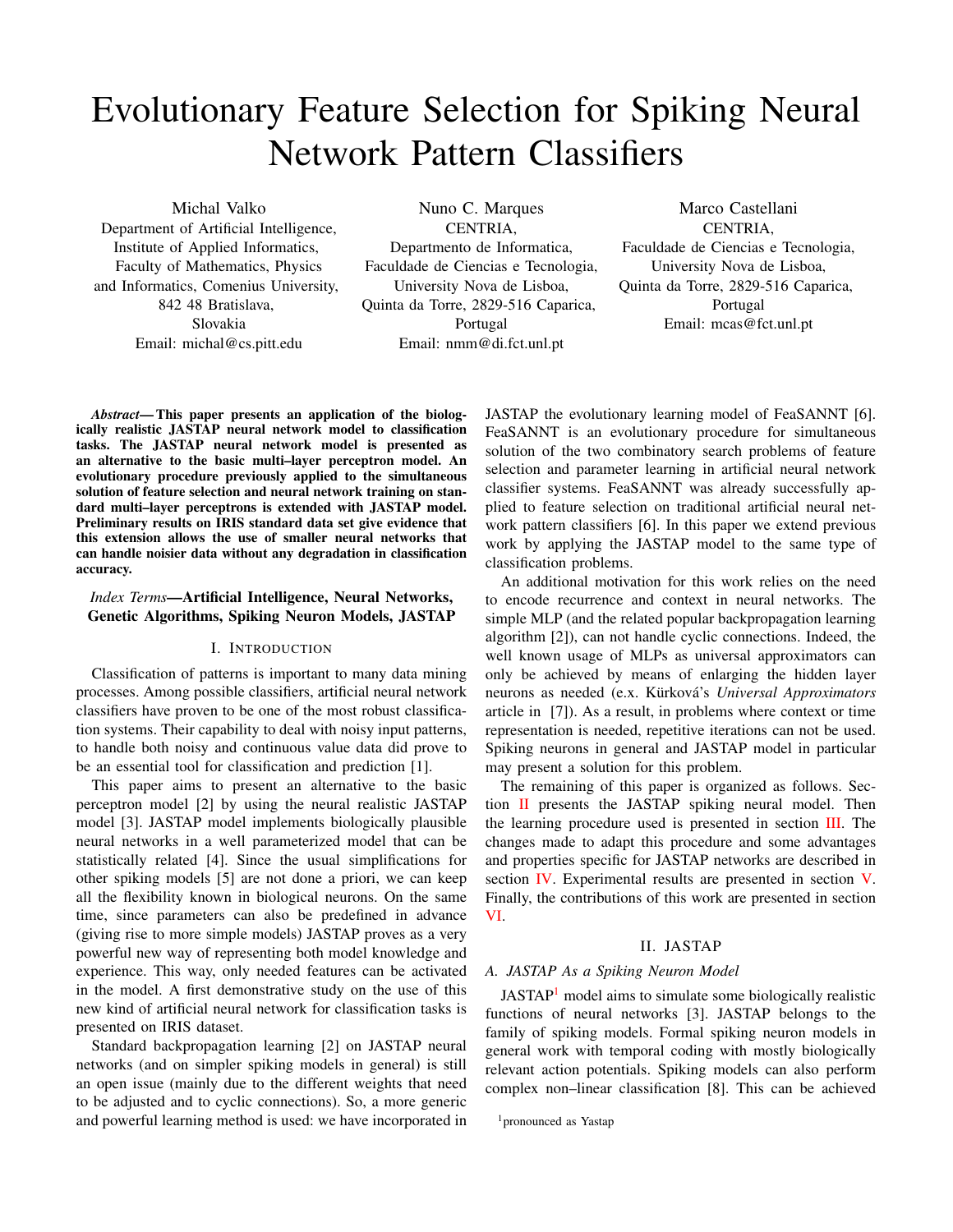# Evolutionary Feature Selection for Spiking Neural Network Pattern Classifiers

Michal Valko
Department of Artificial Intelligence,
Institute of Applied Informatics,
Faculty of Mathematics, Physics
and Informatics, Comenius University,
842 48 Bratislava,
Slovakia
Email: michal@cs.pitt.edu

Nuno C. Marques
CENTRIA,
Departmento de Informatica,
Faculdade de Ciencias e Tecnologia,
University Nova de Lisboa,
Quinta da Torre, 2829-516 Caparica,
Portugal
Email: nmm@di.fct.unl.pt

Marco Castellani
CENTRIA,
Faculdade de Ciencias e Tecnologia,
University Nova de Lisboa,
Quinta da Torre, 2829-516 Caparica,
Portugal
Email: mcas@fct.unl.pt

***Abstract*— This paper presents an application of the biologically realistic JASTAP neural network model to classification tasks. The JASTAP neural network model is presented as an alternative to the basic multi–layer perceptron model. An evolutionary procedure previously applied to the simultaneous solution of feature selection and neural network training on standard multi–layer perceptrons is extended with JASTAP model. Preliminary results on IRIS standard data set give evidence that this extension allows the use of smaller neural networks that can handle noisier data without any degradation in classification accuracy.**

*Index Terms*—**Artificial Intelligence, Neural Networks, Genetic Algorithms, Spiking Neuron Models, JASTAP**

## I. Introduction

Classification of patterns is important to many data mining processes. Among possible classifiers, artificial neural network classifiers have proven to be one of the most robust classification systems. Their capability to deal with noisy input patterns, to handle both noisy and continuous value data did prove to be an essential tool for classification and prediction [1].

This paper aims to present an alternative to the basic perceptron model [2] by using the neural realistic JASTAP model [3]. JASTAP model implements biologically plausible neural networks in a well parameterized model that can be statistically related [4]. Since the usual simplifications for other spiking models [5] are not done a priori, we can keep all the flexibility known in biological neurons. On the same time, since parameters can also be predefined in advance (giving rise to more simple models) JASTAP proves as a very powerful new way of representing both model knowledge and experience. This way, only needed features can be activated in the model. A first demonstrative study on the use of this new kind of artificial neural network for classification tasks is presented on IRIS dataset.

Standard backpropagation learning [2] on JASTAP neural networks (and on simpler spiking models in general) is still an open issue (mainly due to the different weights that need to be adjusted and to cyclic connections). So, a more generic and powerful learning method is used: we have incorporated in JASTAP the evolutionary learning model of FeaSANNT [6]. FeaSANNT is an evolutionary procedure for simultaneous solution of the two combinatory search problems of feature selection and parameter learning in artificial neural network classifier systems. FeaSANNT was already successfully applied to feature selection on traditional artificial neural network pattern classifiers [6]. In this paper we extend previous work by applying the JASTAP model to the same type of classification problems.

An additional motivation for this work relies on the need to encode recurrence and context in neural networks. The simple MLP (and the related popular backpropagation learning algorithm [2]), can not handle cyclic connections. Indeed, the well known usage of MLPs as universal approximators can only be achieved by means of enlarging the hidden layer neurons as needed (e.x. Kürková's *Universal Approximators* article in [7]). As a result, in problems where context or time representation is needed, repetitive iterations can not be used. Spiking neurons in general and JASTAP model in particular may present a solution for this problem.

The remaining of this paper is organized as follows. Section II presents the JASTAP spiking neural model. Then the learning procedure used is presented in section III. The changes made to adapt this procedure and some advantages and properties specific for JASTAP networks are described in section IV. Experimental results are presented in section V. Finally, the contributions of this work are presented in section VI.

## II. JASTAP

### A. JASTAP As a Spiking Neuron Model

JASTAP[1] model aims to simulate some biologically realistic functions of neural networks [3]. JASTAP belongs to the family of spiking models. Formal spiking neuron models in general work with temporal coding with mostly biologically relevant action potentials. Spiking models can also perform complex non–linear classification [8]. This can be achieved

[1] pronounced as Yastap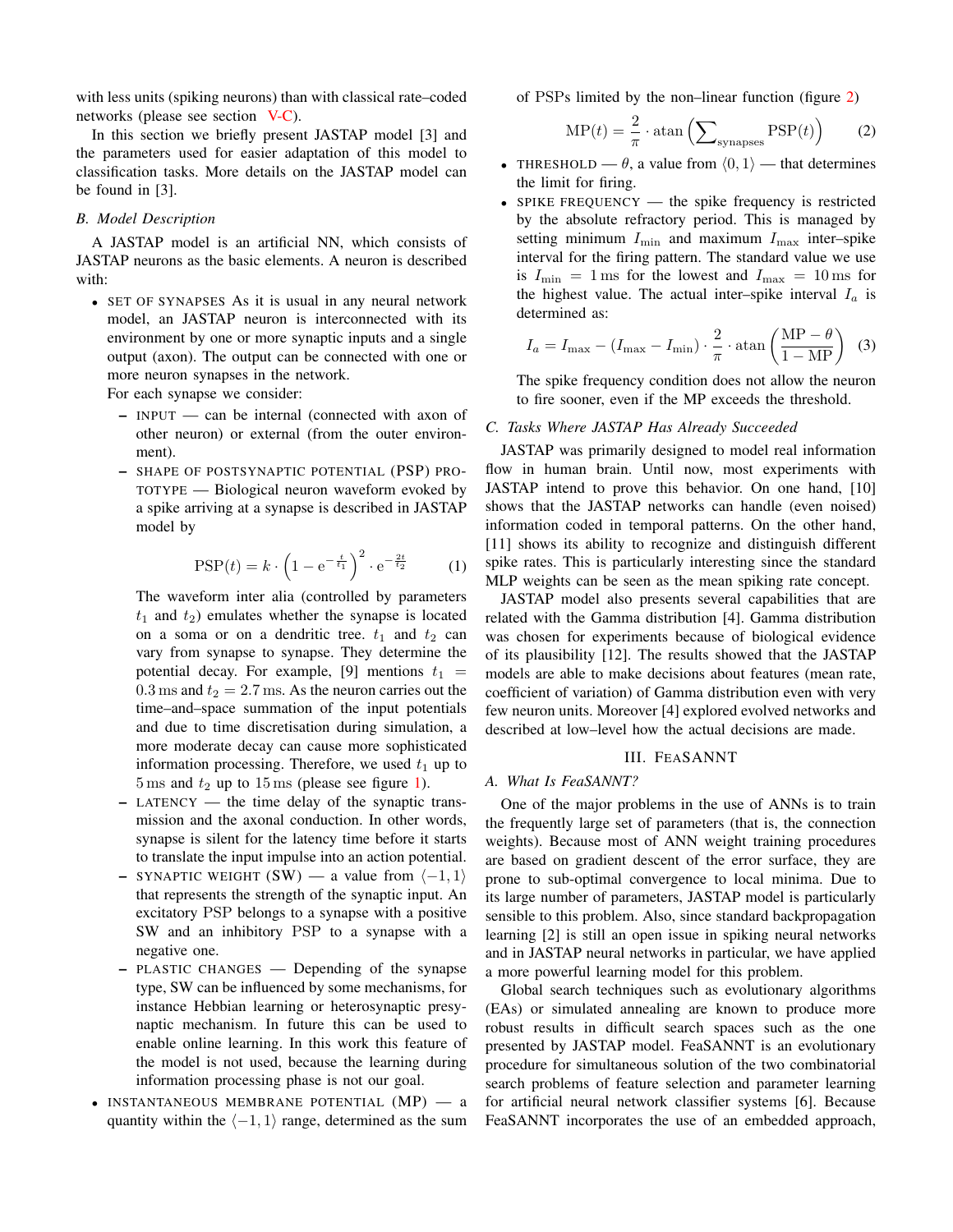with less units (spiking neurons) than with classical rate–coded networks (please see section V-C).

In this section we briefly present JASTAP model [3] and the parameters used for easier adaptation of this model to classification tasks. More details on the JASTAP model can be found in [3].

### B. Model Description

A JASTAP model is an artificial NN, which consists of JASTAP neurons as the basic elements. A neuron is described with:

- SET OF SYNAPSES As it is usual in any neural network model, an JASTAP neuron is interconnected with its environment by one or more synaptic inputs and a single output (axon). The output can be connected with one or more neuron synapses in the network.
  For each synapse we consider:
  - INPUT — can be internal (connected with axon of other neuron) or external (from the outer environment).
  - SHAPE OF POSTSYNAPTIC POTENTIAL (PSP) PROTOTYPE — Biological neuron waveform evoked by a spike arriving at a synapse is described in JASTAP model by

    $$\mathrm{PSP}(t) = k \cdot \left(1 - \mathrm{e}^{-\frac{t}{t_1}}\right)^2 \cdot \mathrm{e}^{-\frac{2t}{t_2}} \qquad (1)$$

    The waveform inter alia (controlled by parameters $t_1$ and $t_2$) emulates whether the synapse is located on a soma or on a dendritic tree. $t_1$ and $t_2$ can vary from synapse to synapse. They determine the potential decay. For example, [9] mentions $t_1 = 0.3\,\mathrm{ms}$ and $t_2 = 2.7\,\mathrm{ms}$. As the neuron carries out the time–and–space summation of the input potentials and due to time discretisation during simulation, a more moderate decay can cause more sophisticated information processing. Therefore, we used $t_1$ up to $5\,\mathrm{ms}$ and $t_2$ up to $15\,\mathrm{ms}$ (please see figure 1).
  - LATENCY — the time delay of the synaptic transmission and the axonal conduction. In other words, synapse is silent for the latency time before it starts to translate the input impulse into an action potential.
  - SYNAPTIC WEIGHT (SW) — a value from $\langle -1, 1 \rangle$ that represents the strength of the synaptic input. An excitatory PSP belongs to a synapse with a positive SW and an inhibitory PSP to a synapse with a negative one.
  - PLASTIC CHANGES — Depending of the synapse type, SW can be influenced by some mechanisms, for instance Hebbian learning or heterosynaptic presynaptic mechanism. In future this can be used to enable online learning. In this work this feature of the model is not used, because the learning during information processing phase is not our goal.
- INSTANTANEOUS MEMBRANE POTENTIAL (MP) — a quantity within the $\langle -1, 1 \rangle$ range, determined as the sum of PSPs limited by the non–linear function (figure 2)

  $$\mathrm{MP}(t) = \frac{2}{\pi} \cdot \mathrm{atan}\left(\sum\nolimits_{\text{synapses}} \mathrm{PSP}(t)\right) \qquad (2)$$

- THRESHOLD — $\theta$, a value from $\langle 0, 1 \rangle$ — that determines the limit for firing.
- SPIKE FREQUENCY — the spike frequency is restricted by the absolute refractory period. This is managed by setting minimum $I_{\min}$ and maximum $I_{\max}$ inter–spike interval for the firing pattern. The standard value we use is $I_{\min} = 1\,\mathrm{ms}$ for the lowest and $I_{\max} = 10\,\mathrm{ms}$ for the highest value. The actual inter–spike interval $I_a$ is determined as:

  $$I_a = I_{\max} - (I_{\max} - I_{\min}) \cdot \frac{2}{\pi} \cdot \mathrm{atan}\left(\frac{\mathrm{MP} - \theta}{1 - \mathrm{MP}}\right) \qquad (3)$$

  The spike frequency condition does not allow the neuron to fire sooner, even if the MP exceeds the threshold.

### C. Tasks Where JASTAP Has Already Succeeded

JASTAP was primarily designed to model real information flow in human brain. Until now, most experiments with JASTAP intend to prove this behavior. On one hand, [10] shows that the JASTAP networks can handle (even noised) information coded in temporal patterns. On the other hand, [11] shows its ability to recognize and distinguish different spike rates. This is particularly interesting since the standard MLP weights can be seen as the mean spiking rate concept.

JASTAP model also presents several capabilities that are related with the Gamma distribution [4]. Gamma distribution was chosen for experiments because of biological evidence of its plausibility [12]. The results showed that the JASTAP models are able to make decisions about features (mean rate, coefficient of variation) of Gamma distribution even with very few neuron units. Moreover [4] explored evolved networks and described at low–level how the actual decisions are made.

## III. FeaSANNT

### A. What Is FeaSANNT?

One of the major problems in the use of ANNs is to train the frequently large set of parameters (that is, the connection weights). Because most of ANN weight training procedures are based on gradient descent of the error surface, they are prone to sub-optimal convergence to local minima. Due to its large number of parameters, JASTAP model is particularly sensible to this problem. Also, since standard backpropagation learning [2] is still an open issue in spiking neural networks and in JASTAP neural networks in particular, we have applied a more powerful learning model for this problem.

Global search techniques such as evolutionary algorithms (EAs) or simulated annealing are known to produce more robust results in difficult search spaces such as the one presented by JASTAP model. FeaSANNT is an evolutionary procedure for simultaneous solution of the two combinatorial search problems of feature selection and parameter learning for artificial neural network classifier systems [6]. Because FeaSANNT incorporates the use of an embedded approach,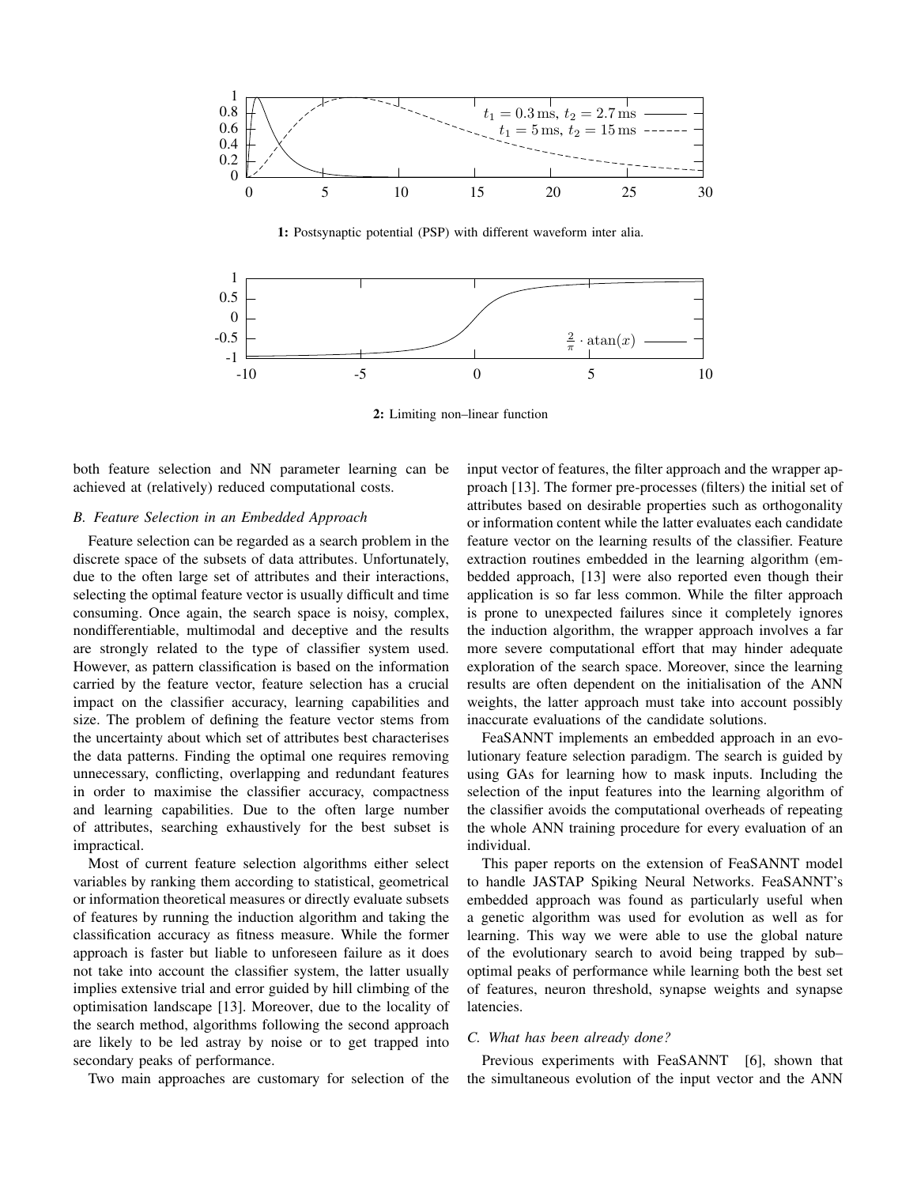**1:** Postsynaptic potential (PSP) with different waveform inter alia.

**2:** Limiting non–linear function

both feature selection and NN parameter learning can be achieved at (relatively) reduced computational costs.

### B. Feature Selection in an Embedded Approach

Feature selection can be regarded as a search problem in the discrete space of the subsets of data attributes. Unfortunately, due to the often large set of attributes and their interactions, selecting the optimal feature vector is usually difficult and time consuming. Once again, the search space is noisy, complex, nondifferentiable, multimodal and deceptive and the results are strongly related to the type of classifier system used. However, as pattern classification is based on the information carried by the feature vector, feature selection has a crucial impact on the classifier accuracy, learning capabilities and size. The problem of defining the feature vector stems from the uncertainty about which set of attributes best characterises the data patterns. Finding the optimal one requires removing unnecessary, conflicting, overlapping and redundant features in order to maximise the classifier accuracy, compactness and learning capabilities. Due to the often large number of attributes, searching exhaustively for the best subset is impractical.

Most of current feature selection algorithms either select variables by ranking them according to statistical, geometrical or information theoretical measures or directly evaluate subsets of features by running the induction algorithm and taking the classification accuracy as fitness measure. While the former approach is faster but liable to unforeseen failure as it does not take into account the classifier system, the latter usually implies extensive trial and error guided by hill climbing of the optimisation landscape [13]. Moreover, due to the locality of the search method, algorithms following the second approach are likely to be led astray by noise or to get trapped into secondary peaks of performance.

Two main approaches are customary for selection of the input vector of features, the filter approach and the wrapper approach [13]. The former pre-processes (filters) the initial set of attributes based on desirable properties such as orthogonality or information content while the latter evaluates each candidate feature vector on the learning results of the classifier. Feature extraction routines embedded in the learning algorithm (embedded approach, [13] were also reported even though their application is so far less common. While the filter approach is prone to unexpected failures since it completely ignores the induction algorithm, the wrapper approach involves a far more severe computational effort that may hinder adequate exploration of the search space. Moreover, since the learning results are often dependent on the initialisation of the ANN weights, the latter approach must take into account possibly inaccurate evaluations of the candidate solutions.

FeaSANNT implements an embedded approach in an evolutionary feature selection paradigm. The search is guided by using GAs for learning how to mask inputs. Including the selection of the input features into the learning algorithm of the classifier avoids the computational overheads of repeating the whole ANN training procedure for every evaluation of an individual.

This paper reports on the extension of FeaSANNT model to handle JASTAP Spiking Neural Networks. FeaSANNT's embedded approach was found as particularly useful when a genetic algorithm was used for evolution as well as for learning. This way we were able to use the global nature of the evolutionary search to avoid being trapped by sub–optimal peaks of performance while learning both the best set of features, neuron threshold, synapse weights and synapse latencies.

### C. What has been already done?

Previous experiments with FeaSANNT [6], shown that the simultaneous evolution of the input vector and the ANN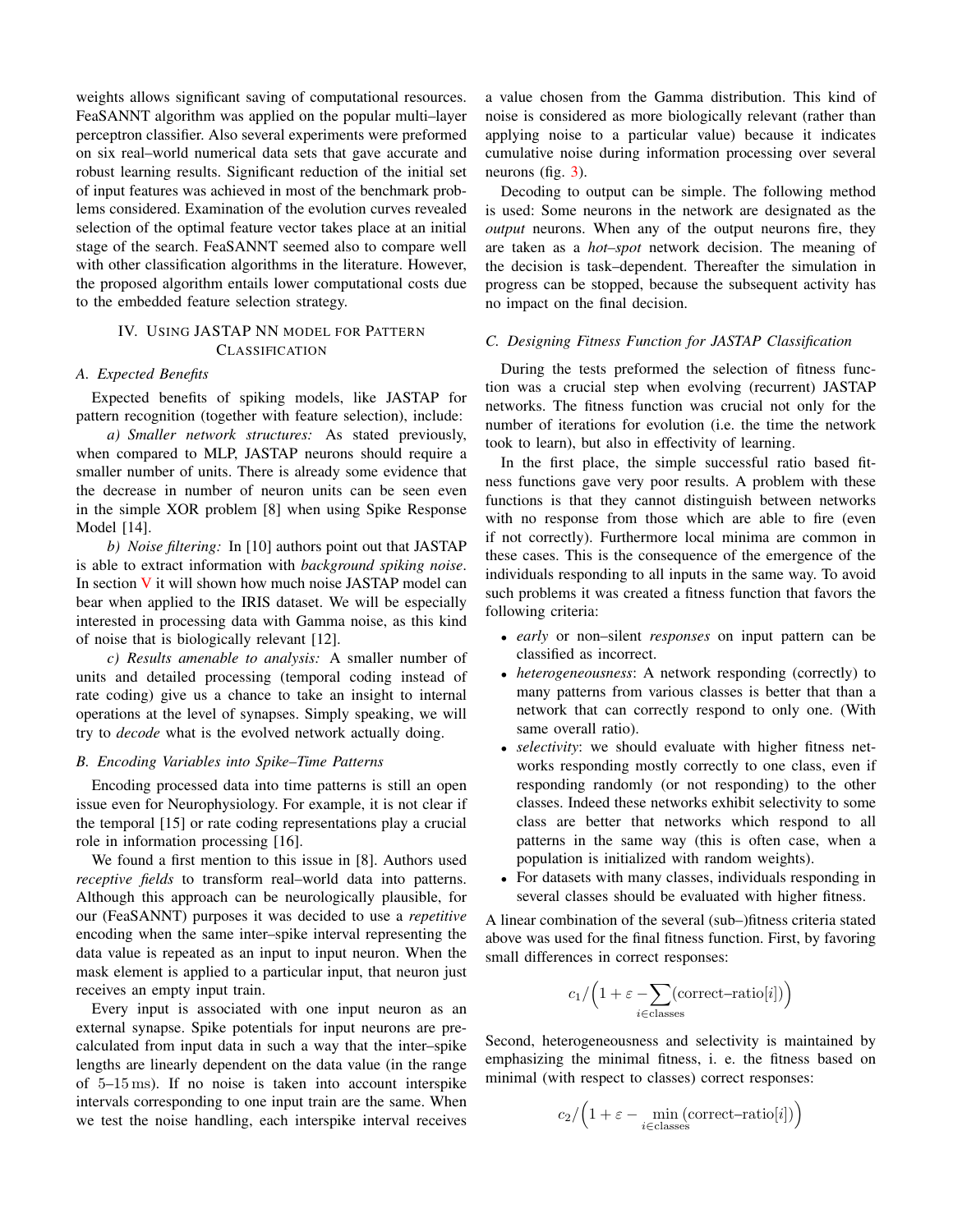weights allows significant saving of computational resources. FeaSANNT algorithm was applied on the popular multi–layer perceptron classifier. Also several experiments were preformed on six real–world numerical data sets that gave accurate and robust learning results. Significant reduction of the initial set of input features was achieved in most of the benchmark problems considered. Examination of the evolution curves revealed selection of the optimal feature vector takes place at an initial stage of the search. FeaSANNT seemed also to compare well with other classification algorithms in the literature. However, the proposed algorithm entails lower computational costs due to the embedded feature selection strategy.

## IV. Using JASTAP NN model for Pattern Classification

### A. Expected Benefits

Expected benefits of spiking models, like JASTAP for pattern recognition (together with feature selection), include:

*a) Smaller network structures:* As stated previously, when compared to MLP, JASTAP neurons should require a smaller number of units. There is already some evidence that the decrease in number of neuron units can be seen even in the simple XOR problem [8] when using Spike Response Model [14].

*b) Noise filtering:* In [10] authors point out that JASTAP is able to extract information with *background spiking noise*. In section V it will shown how much noise JASTAP model can bear when applied to the IRIS dataset. We will be especially interested in processing data with Gamma noise, as this kind of noise that is biologically relevant [12].

*c) Results amenable to analysis:* A smaller number of units and detailed processing (temporal coding instead of rate coding) give us a chance to take an insight to internal operations at the level of synapses. Simply speaking, we will try to *decode* what is the evolved network actually doing.

### B. Encoding Variables into Spike–Time Patterns

Encoding processed data into time patterns is still an open issue even for Neurophysiology. For example, it is not clear if the temporal [15] or rate coding representations play a crucial role in information processing [16].

We found a first mention to this issue in [8]. Authors used *receptive fields* to transform real–world data into patterns. Although this approach can be neurologically plausible, for our (FeaSANNT) purposes it was decided to use a *repetitive* encoding when the same inter–spike interval representing the data value is repeated as an input to input neuron. When the mask element is applied to a particular input, that neuron just receives an empty input train.

Every input is associated with one input neuron as an external synapse. Spike potentials for input neurons are pre-calculated from input data in such a way that the inter–spike lengths are linearly dependent on the data value (in the range of 5–15 ms). If no noise is taken into account interspike intervals corresponding to one input train are the same. When we test the noise handling, each interspike interval receives a value chosen from the Gamma distribution. This kind of noise is considered as more biologically relevant (rather than applying noise to a particular value) because it indicates cumulative noise during information processing over several neurons (fig. 3).

Decoding to output can be simple. The following method is used: Some neurons in the network are designated as the *output* neurons. When any of the output neurons fire, they are taken as a *hot–spot* network decision. The meaning of the decision is task–dependent. Thereafter the simulation in progress can be stopped, because the subsequent activity has no impact on the final decision.

### C. Designing Fitness Function for JASTAP Classification

During the tests preformed the selection of fitness function was a crucial step when evolving (recurrent) JASTAP networks. The fitness function was crucial not only for the number of iterations for evolution (i.e. the time the network took to learn), but also in effectivity of learning.

In the first place, the simple successful ratio based fitness functions gave very poor results. A problem with these functions is that they cannot distinguish between networks with no response from those which are able to fire (even if not correctly). Furthermore local minima are common in these cases. This is the consequence of the emergence of the individuals responding to all inputs in the same way. To avoid such problems it was created a fitness function that favors the following criteria:

- *early* or non–silent *responses* on input pattern can be classified as incorrect.
- *heterogeneousness*: A network responding (correctly) to many patterns from various classes is better that than a network that can correctly respond to only one. (With same overall ratio).
- *selectivity*: we should evaluate with higher fitness networks responding mostly correctly to one class, even if responding randomly (or not responding) to the other classes. Indeed these networks exhibit selectivity to some class are better that networks which respond to all patterns in the same way (this is often case, when a population is initialized with random weights).
- For datasets with many classes, individuals responding in several classes should be evaluated with higher fitness.

A linear combination of the several (sub–)fitness criteria stated above was used for the final fitness function. First, by favoring small differences in correct responses:

$$c_1/\Big(1+\varepsilon-\sum_{i\in\text{classes}}(\text{correct–ratio}[i])\Big)$$

Second, heterogeneousness and selectivity is maintained by emphasizing the minimal fitness, i. e. the fitness based on minimal (with respect to classes) correct responses:

$$c_2/\Big(1+\varepsilon-\min_{i\in\text{classes}}(\text{correct–ratio}[i])\Big)$$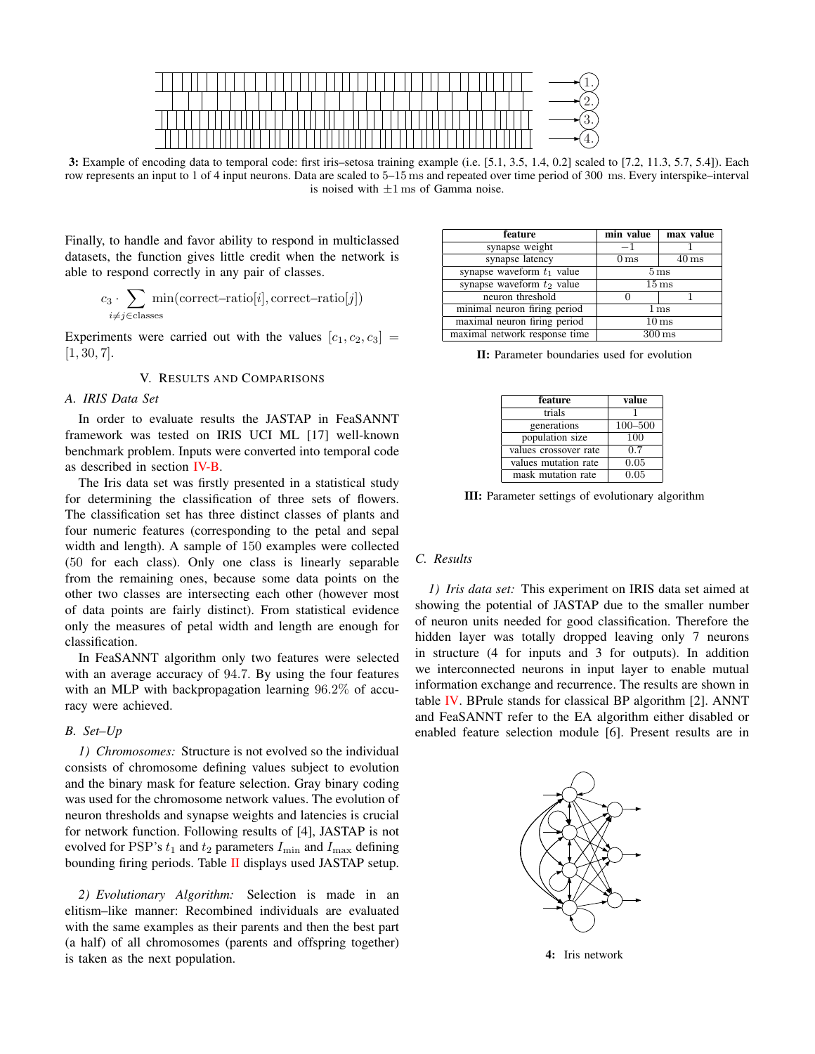3: Example of encoding data to temporal code: first iris–setosa training example (i.e. [5.1, 3.5, 1.4, 0.2] scaled to [7.2, 11.3, 5.7, 5.4]). Each row represents an input to 1 of 4 input neurons. Data are scaled to 5–15 ms and repeated over time period of 300 ms. Every interspike–interval is noised with ±1 ms of Gamma noise.

Finally, to handle and favor ability to respond in multiclassed datasets, the function gives little credit when the network is able to respond correctly in any pair of classes.

$$c_3 \cdot \sum_{i \neq j \in \text{classes}} \min(\text{correct–ratio}[i], \text{correct–ratio}[j])$$

Experiments were carried out with the values $[c_1, c_2, c_3] = [1, 30, 7]$.

## V. Results and Comparisons

### A. IRIS Data Set

In order to evaluate results the JASTAP in FeaSANNT framework was tested on IRIS UCI ML [17] well-known benchmark problem. Inputs were converted into temporal code as described in section IV-B.

The Iris data set was firstly presented in a statistical study for determining the classification of three sets of flowers. The classification set has three distinct classes of plants and four numeric features (corresponding to the petal and sepal width and length). A sample of 150 examples were collected (50 for each class). Only one class is linearly separable from the remaining ones, because some data points on the other two classes are intersecting each other (however most of data points are fairly distinct). From statistical evidence only the measures of petal width and length are enough for classification.

In FeaSANNT algorithm only two features were selected with an average accuracy of 94.7. By using the four features with an MLP with backpropagation learning 96.2% of accuracy were achieved.

### B. Set–Up

*1) Chromosomes:* Structure is not evolved so the individual consists of chromosome defining values subject to evolution and the binary mask for feature selection. Gray binary coding was used for the chromosome network values. The evolution of neuron thresholds and synapse weights and latencies is crucial for network function. Following results of [4], JASTAP is not evolved for PSP's $t_1$ and $t_2$ parameters $I_{\min}$ and $I_{\max}$ defining bounding firing periods. Table II displays used JASTAP setup.

*2) Evolutionary Algorithm:* Selection is made in an elitism–like manner: Recombined individuals are evaluated with the same examples as their parents and then the best part (a half) of all chromosomes (parents and offspring together) is taken as the next population.

| feature | min value | max value |
|---|---|---|
| synapse weight | $-1$ | 1 |
| synapse latency | 0 ms | 40 ms |
| synapse waveform $t_1$ value | 5 ms | |
| synapse waveform $t_2$ value | 15 ms | |
| neuron threshold | 0 | 1 |
| minimal neuron firing period | 1 ms | |
| maximal neuron firing period | 10 ms | |
| maximal network response time | 300 ms | |

II: Parameter boundaries used for evolution

| feature | value |
|---|---|
| trials | 1 |
| generations | 100–500 |
| population size | 100 |
| values crossover rate | 0.7 |
| values mutation rate | 0.05 |
| mask mutation rate | 0.05 |

III: Parameter settings of evolutionary algorithm

### C. Results

*1) Iris data set:* This experiment on IRIS data set aimed at showing the potential of JASTAP due to the smaller number of neuron units needed for good classification. Therefore the hidden layer was totally dropped leaving only 7 neurons in structure (4 for inputs and 3 for outputs). In addition we interconnected neurons in input layer to enable mutual information exchange and recurrence. The results are shown in table IV. BPrule stands for classical BP algorithm [2]. ANNT and FeaSANNT refer to the EA algorithm either disabled or enabled feature selection module [6]. Present results are in

4: Iris network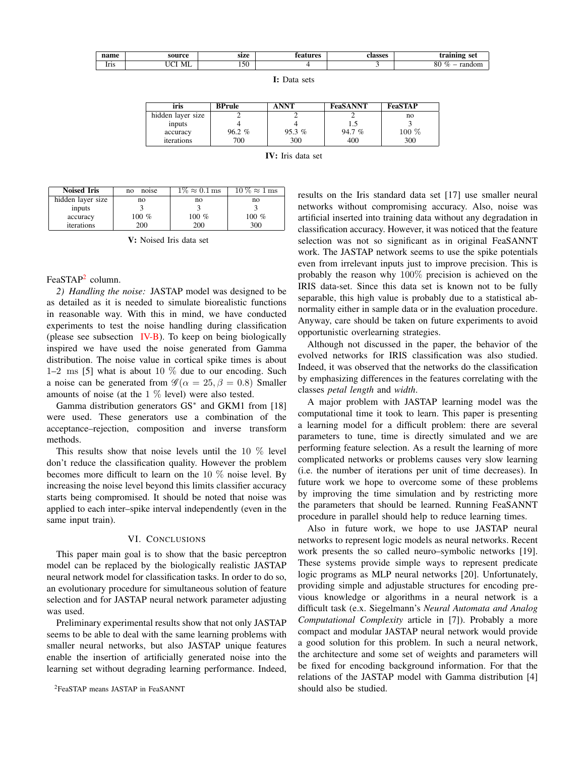| name | source | size | features | classes | training set |
|---|---|---|---|---|---|
| Iris | UCI ML | 150 | 4 | 3 | 80 % – random |

**I:** Data sets

| iris | BPrule | ANNT | FeaSANNT | FeaSTAP |
|---|---|---|---|---|
| hidden layer size | 2 | 2 | 2 | no |
| inputs | 4 | 4 | 1.5 | 3 |
| accuracy | 96.2 % | 95.3 % | 94.7 % | 100 % |
| iterations | 700 | 300 | 400 | 300 |

**IV:** Iris data set

| Noised Iris | no noise | $1\% \approx 0.1\,\text{ms}$ | $10\,\% \approx 1\,\text{ms}$ |
|---|---|---|---|
| hidden layer size | no | no | no |
| inputs | 3 | 3 | 3 |
| accuracy | 100 % | 100 % | 100 % |
| iterations | 200 | 200 | 300 |

**V:** Noised Iris data set

FeaSTAP[2] column.

*2) Handling the noise:* JASTAP model was designed to be as detailed as it is needed to simulate biorealistic functions in reasonable way. With this in mind, we have conducted experiments to test the noise handling during classification (please see subsection IV-B). To keep on being biologically inspired we have used the noise generated from Gamma distribution. The noise value in cortical spike times is about 1–2 ms [5] what is about 10 % due to our encoding. Such a noise can be generated from $\mathscr{G}(\alpha = 25, \beta = 0.8)$ Smaller amounts of noise (at the 1 % level) were also tested.

Gamma distribution generators GS$^*$ and GKM1 from [18] were used. These generators use a combination of the acceptance–rejection, composition and inverse transform methods.

This results show that noise levels until the 10 % level don't reduce the classification quality. However the problem becomes more difficult to learn on the 10 % noise level. By increasing the noise level beyond this limits classifier accuracy starts being compromised. It should be noted that noise was applied to each inter–spike interval independently (even in the same input train).

## VI. Conclusions

This paper main goal is to show that the basic perceptron model can be replaced by the biologically realistic JASTAP neural network model for classification tasks. In order to do so, an evolutionary procedure for simultaneous solution of feature selection and for JASTAP neural network parameter adjusting was used.

Preliminary experimental results show that not only JASTAP seems to be able to deal with the same learning problems with smaller neural networks, but also JASTAP unique features enable the insertion of artificially generated noise into the learning set without degrading learning performance. Indeed, results on the Iris standard data set [17] use smaller neural networks without compromising accuracy. Also, noise was artificial inserted into training data without any degradation in classification accuracy. However, it was noticed that the feature selection was not so significant as in original FeaSANNT work. The JASTAP network seems to use the spike potentials even from irrelevant inputs just to improve precision. This is probably the reason why 100% precision is achieved on the IRIS data-set. Since this data set is known not to be fully separable, this high value is probably due to a statistical abnormality either in sample data or in the evaluation procedure. Anyway, care should be taken on future experiments to avoid opportunistic overlearning strategies.

Although not discussed in the paper, the behavior of the evolved networks for IRIS classification was also studied. Indeed, it was observed that the networks do the classification by emphasizing differences in the features correlating with the classes *petal length* and *width*.

A major problem with JASTAP learning model was the computational time it took to learn. This paper is presenting a learning model for a difficult problem: there are several parameters to tune, time is directly simulated and we are performing feature selection. As a result the learning of more complicated networks or problems causes very slow learning (i.e. the number of iterations per unit of time decreases). In future work we hope to overcome some of these problems by improving the time simulation and by restricting more the parameters that should be learned. Running FeaSANNT procedure in parallel should help to reduce learning times.

Also in future work, we hope to use JASTAP neural networks to represent logic models as neural networks. Recent work presents the so called neuro–symbolic networks [19]. These systems provide simple ways to represent predicate logic programs as MLP neural networks [20]. Unfortunately, providing simple and adjustable structures for encoding previous knowledge or algorithms in a neural network is a difficult task (e.x. Siegelmann's *Neural Automata and Analog Computational Complexity* article in [7]). Probably a more compact and modular JASTAP neural network would provide a good solution for this problem. In such a neural network, the architecture and some set of weights and parameters will be fixed for encoding background information. For that the relations of the JASTAP model with Gamma distribution [4] should also be studied.

[2] FeaSTAP means JASTAP in FeaSANNT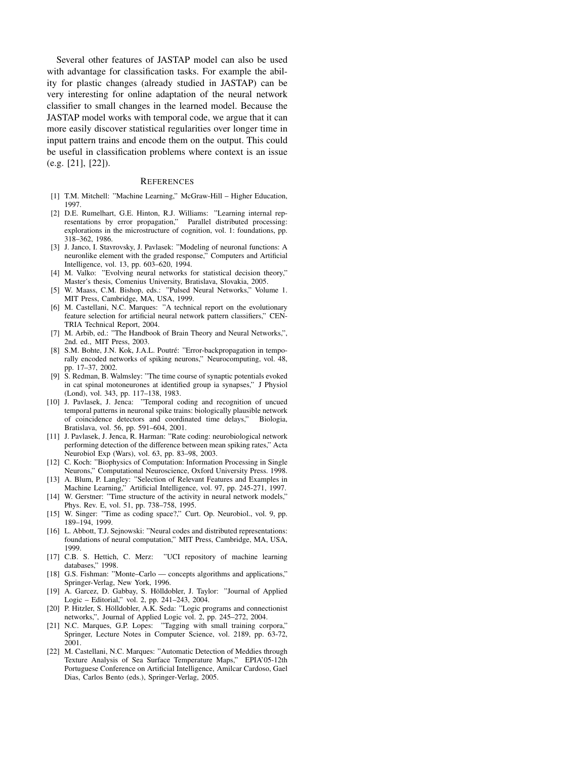Several other features of JASTAP model can also be used with advantage for classification tasks. For example the ability for plastic changes (already studied in JASTAP) can be very interesting for online adaptation of the neural network classifier to small changes in the learned model. Because the JASTAP model works with temporal code, we argue that it can more easily discover statistical regularities over longer time in input pattern trains and encode them on the output. This could be useful in classification problems where context is an issue (e.g. [21], [22]).

## References

[1] T.M. Mitchell: "Machine Learning," McGraw-Hill – Higher Education, 1997.

[2] D.E. Rumelhart, G.E. Hinton, R.J. Williams: "Learning internal representations by error propagation," Parallel distributed processing: explorations in the microstructure of cognition, vol. 1: foundations, pp. 318–362, 1986.

[3] J. Janco, I. Stavrovsky, J. Pavlasek: "Modeling of neuronal functions: A neuronlike element with the graded response," Computers and Artificial Intelligence, vol. 13, pp. 603–620, 1994.

[4] M. Valko: "Evolving neural networks for statistical decision theory," Master's thesis, Comenius University, Bratislava, Slovakia, 2005.

[5] W. Maass, C.M. Bishop, eds.: "Pulsed Neural Networks," Volume 1. MIT Press, Cambridge, MA, USA, 1999.

[6] M. Castellani, N.C. Marques: "A technical report on the evolutionary feature selection for artificial neural network pattern classifiers," CENTRIA Technical Report, 2004.

[7] M. Arbib, ed.: "The Handbook of Brain Theory and Neural Networks,", 2nd. ed., MIT Press, 2003.

[8] S.M. Bohte, J.N. Kok, J.A.L. Poutré: "Error-backpropagation in temporally encoded networks of spiking neurons," Neurocomputing, vol. 48, pp. 17–37, 2002.

[9] S. Redman, B. Walmsley: "The time course of synaptic potentials evoked in cat spinal motoneurones at identified group ia synapses," J Physiol (Lond), vol. 343, pp. 117–138, 1983.

[10] J. Pavlasek, J. Jenca: "Temporal coding and recognition of uncued temporal patterns in neuronal spike trains: biologically plausible network of coincidence detectors and coordinated time delays," Biologia, Bratislava, vol. 56, pp. 591–604, 2001.

[11] J. Pavlasek, J. Jenca, R. Harman: "Rate coding: neurobiological network performing detection of the difference between mean spiking rates," Acta Neurobiol Exp (Wars), vol. 63, pp. 83–98, 2003.

[12] C. Koch: "Biophysics of Computation: Information Processing in Single Neurons," Computational Neuroscience, Oxford University Press. 1998.

[13] A. Blum, P. Langley: "Selection of Relevant Features and Examples in Machine Learning," Artificial Intelligence, vol. 97, pp. 245-271, 1997.

[14] W. Gerstner: "Time structure of the activity in neural network models," Phys. Rev. E, vol. 51, pp. 738–758, 1995.

[15] W. Singer: "Time as coding space?," Curt. Op. Neurobiol., vol. 9, pp. 189–194, 1999.

[16] L. Abbott, T.J. Sejnowski: "Neural codes and distributed representations: foundations of neural computation," MIT Press, Cambridge, MA, USA, 1999.

[17] C.B. S. Hettich, C. Merz: "UCI repository of machine learning databases," 1998.

[18] G.S. Fishman: "Monte–Carlo — concepts algorithms and applications," Springer-Verlag, New York, 1996.

[19] A. Garcez, D. Gabbay, S. Hölldobler, J. Taylor: "Journal of Applied Logic – Editorial," vol. 2, pp. 241–243, 2004.

[20] P. Hitzler, S. Hölldobler, A.K. Seda: "Logic programs and connectionist networks,", Journal of Applied Logic vol. 2, pp. 245–272, 2004.

[21] N.C. Marques, G.P. Lopes: "Tagging with small training corpora," Springer, Lecture Notes in Computer Science, vol. 2189, pp. 63-72, 2001.

[22] M. Castellani, N.C. Marques: "Automatic Detection of Meddies through Texture Analysis of Sea Surface Temperature Maps," EPIA'05-12th Portuguese Conference on Artificial Intelligence, Amilcar Cardoso, Gael Dias, Carlos Bento (eds.), Springer-Verlag, 2005.